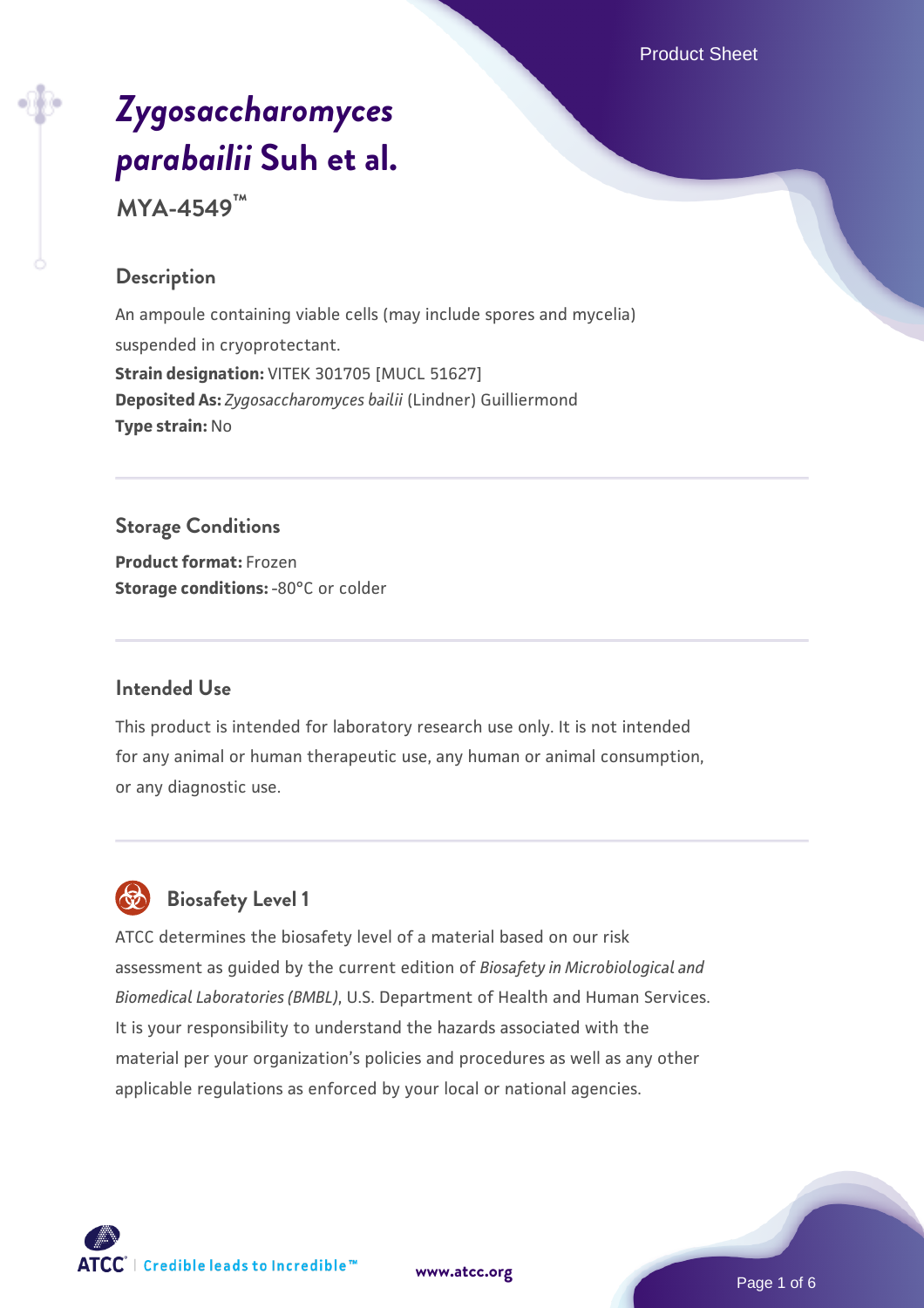# *Zygosaccharomyces parabailii* Suh et al.

**MYA-4549™**

## Description

An ampoule containing viable cells (may include spores and mycelia) suspended in cryoprotectant.

**Strain designation:** VITEK 301705 [MUCL 51627]

**Deposited As:** *Zygosaccharomyces bailii* (Lindner) Guilliermond

**Type strain:** No

## Storage Conditions

**Product format:** Frozen

**Storage conditions:** -80°C or colder

## Intended Use

This product is intended for laboratory research use only. It is not intended for any animal or human therapeutic use, any human or animal consumption, or any diagnostic use.

## Biosafety Level 1

ATCC determines the biosafety level of a material based on our risk assessment as guided by the current edition of *Biosafety in Microbiological and Biomedical Laboratories (BMBL)*, U.S. Department of Health and Human Services. It is your responsibility to understand the hazards associated with the material per your organization's policies and procedures as well as any other applicable regulations as enforced by your local or national agencies.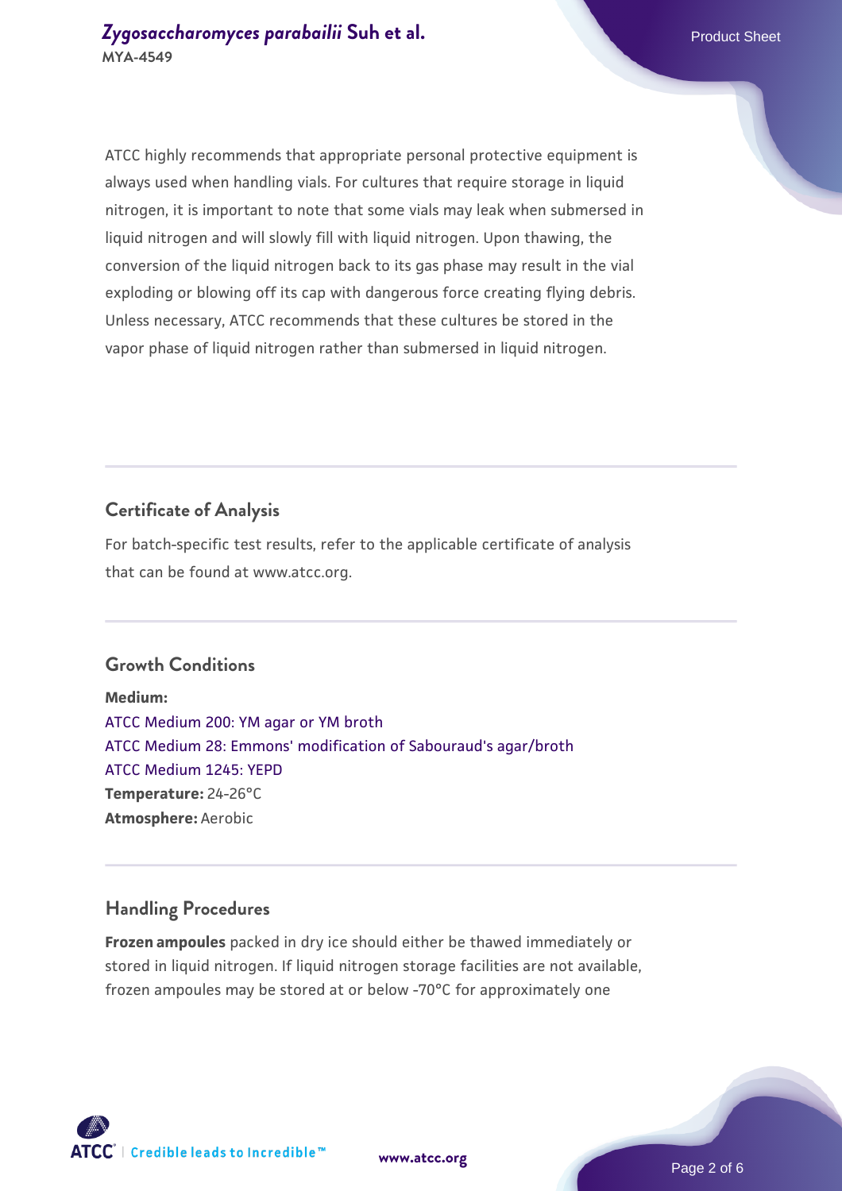ATCC highly recommends that appropriate personal protective equipment is always used when handling vials. For cultures that require storage in liquid nitrogen, it is important to note that some vials may leak when submersed in liquid nitrogen and will slowly fill with liquid nitrogen. Upon thawing, the conversion of the liquid nitrogen back to its gas phase may result in the vial exploding or blowing off its cap with dangerous force creating flying debris. Unless necessary, ATCC recommends that these cultures be stored in the vapor phase of liquid nitrogen rather than submersed in liquid nitrogen.

## Certificate of Analysis

For batch-specific test results, refer to the applicable certificate of analysis that can be found at www.atcc.org.

## Growth Conditions

**Medium:**
ATCC Medium 200: YM agar or YM broth
ATCC Medium 28: Emmons' modification of Sabouraud's agar/broth
ATCC Medium 1245: YEPD
**Temperature:** 24-26°C
**Atmosphere:** Aerobic

## Handling Procedures

**Frozen ampoules** packed in dry ice should either be thawed immediately or stored in liquid nitrogen. If liquid nitrogen storage facilities are not available, frozen ampoules may be stored at or below -70°C for approximately one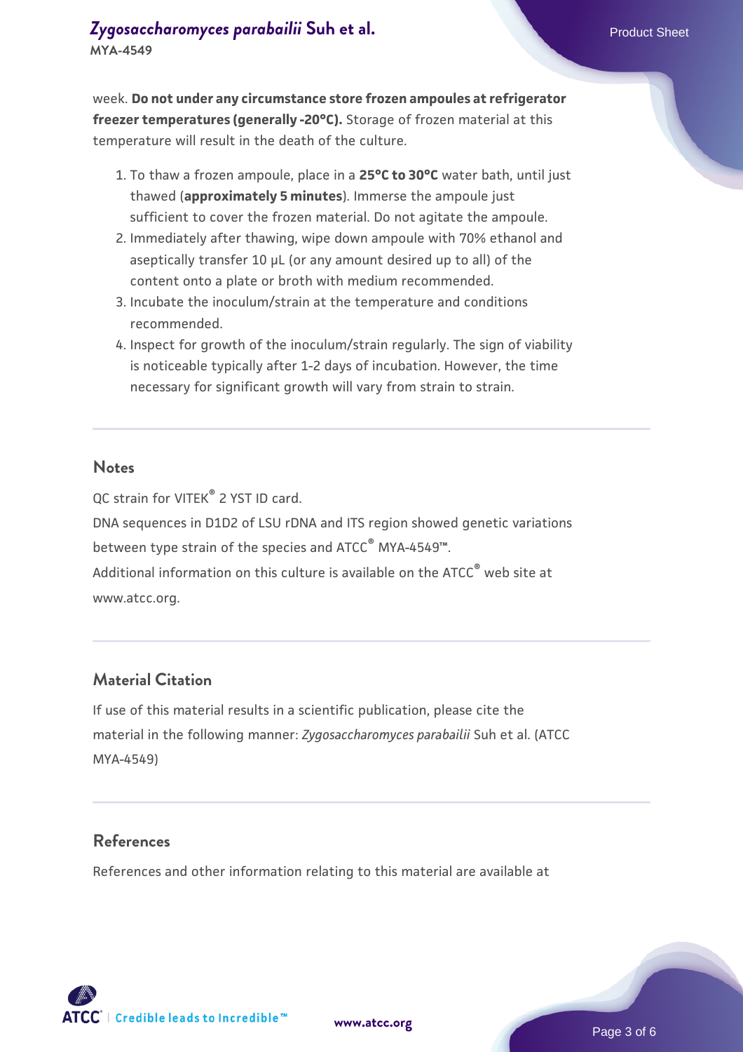week. **Do not under any circumstance store frozen ampoules at refrigerator freezer temperatures (generally -20°C).** Storage of frozen material at this temperature will result in the death of the culture.

1. To thaw a frozen ampoule, place in a **25°C to 30°C** water bath, until just thawed (**approximately 5 minutes**). Immerse the ampoule just sufficient to cover the frozen material. Do not agitate the ampoule.
2. Immediately after thawing, wipe down ampoule with 70% ethanol and aseptically transfer 10 µL (or any amount desired up to all) of the content onto a plate or broth with medium recommended.
3. Incubate the inoculum/strain at the temperature and conditions recommended.
4. Inspect for growth of the inoculum/strain regularly. The sign of viability is noticeable typically after 1-2 days of incubation. However, the time necessary for significant growth will vary from strain to strain.

## Notes

QC strain for VITEK® 2 YST ID card.

DNA sequences in D1D2 of LSU rDNA and ITS region showed genetic variations between type strain of the species and ATCC® MYA-4549™.

Additional information on this culture is available on the ATCC® web site at www.atcc.org.

## Material Citation

If use of this material results in a scientific publication, please cite the material in the following manner: *Zygosaccharomyces parabailii* Suh et al. (ATCC MYA-4549)

## References

References and other information relating to this material are available at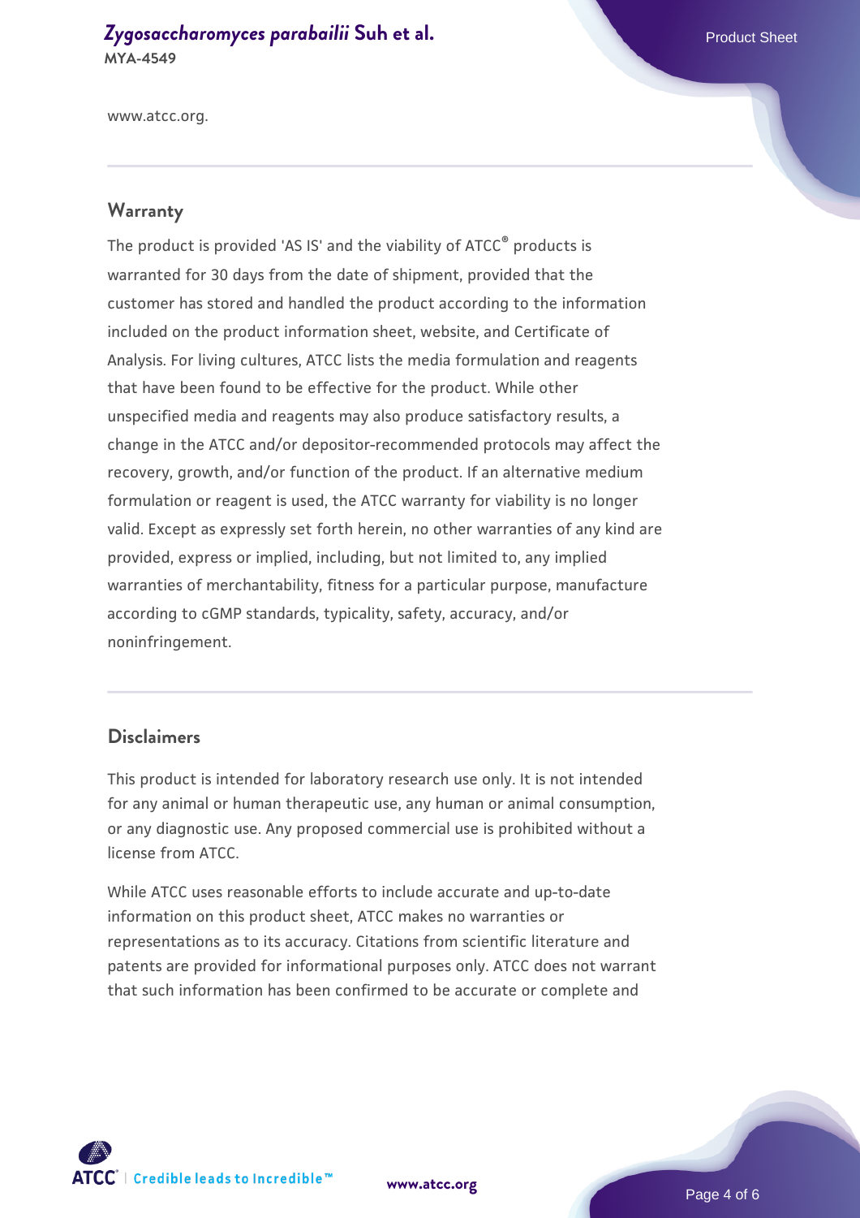www.atcc.org.

## Warranty

The product is provided 'AS IS' and the viability of ATCC® products is warranted for 30 days from the date of shipment, provided that the customer has stored and handled the product according to the information included on the product information sheet, website, and Certificate of Analysis. For living cultures, ATCC lists the media formulation and reagents that have been found to be effective for the product. While other unspecified media and reagents may also produce satisfactory results, a change in the ATCC and/or depositor-recommended protocols may affect the recovery, growth, and/or function of the product. If an alternative medium formulation or reagent is used, the ATCC warranty for viability is no longer valid. Except as expressly set forth herein, no other warranties of any kind are provided, express or implied, including, but not limited to, any implied warranties of merchantability, fitness for a particular purpose, manufacture according to cGMP standards, typicality, safety, accuracy, and/or noninfringement.

## Disclaimers

This product is intended for laboratory research use only. It is not intended for any animal or human therapeutic use, any human or animal consumption, or any diagnostic use. Any proposed commercial use is prohibited without a license from ATCC.

While ATCC uses reasonable efforts to include accurate and up-to-date information on this product sheet, ATCC makes no warranties or representations as to its accuracy. Citations from scientific literature and patents are provided for informational purposes only. ATCC does not warrant that such information has been confirmed to be accurate or complete and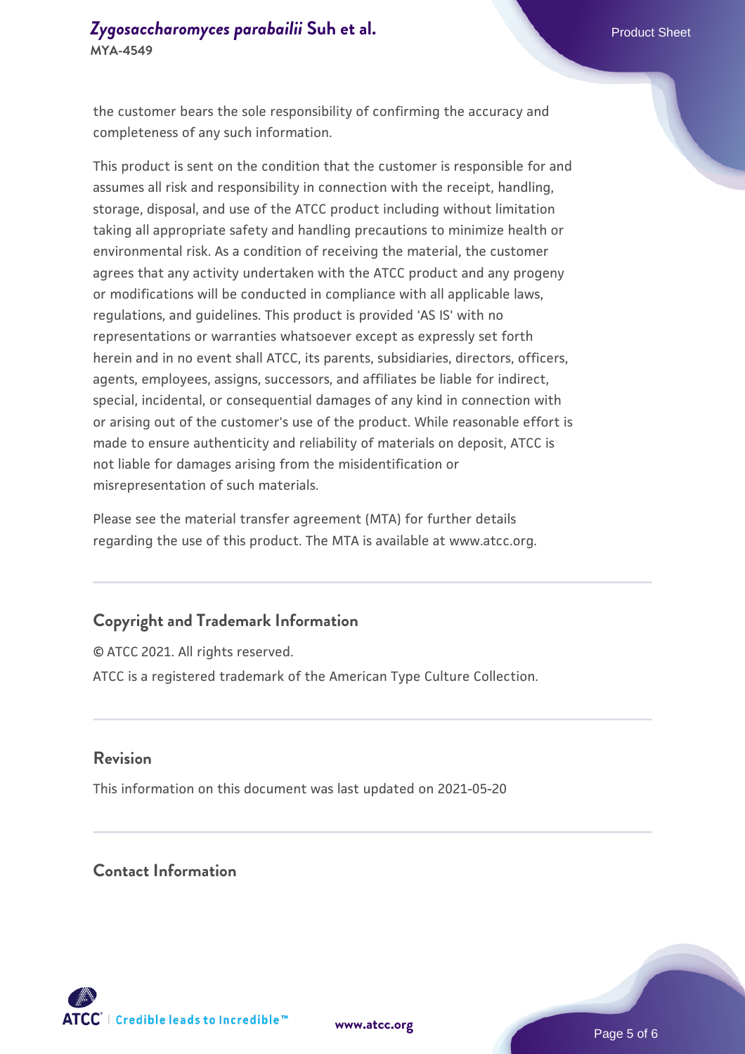the customer bears the sole responsibility of confirming the accuracy and completeness of any such information.

This product is sent on the condition that the customer is responsible for and assumes all risk and responsibility in connection with the receipt, handling, storage, disposal, and use of the ATCC product including without limitation taking all appropriate safety and handling precautions to minimize health or environmental risk. As a condition of receiving the material, the customer agrees that any activity undertaken with the ATCC product and any progeny or modifications will be conducted in compliance with all applicable laws, regulations, and guidelines. This product is provided 'AS IS' with no representations or warranties whatsoever except as expressly set forth herein and in no event shall ATCC, its parents, subsidiaries, directors, officers, agents, employees, assigns, successors, and affiliates be liable for indirect, special, incidental, or consequential damages of any kind in connection with or arising out of the customer's use of the product. While reasonable effort is made to ensure authenticity and reliability of materials on deposit, ATCC is not liable for damages arising from the misidentification or misrepresentation of such materials.

Please see the material transfer agreement (MTA) for further details regarding the use of this product. The MTA is available at www.atcc.org.

## Copyright and Trademark Information

© ATCC 2021. All rights reserved.

ATCC is a registered trademark of the American Type Culture Collection.

## Revision

This information on this document was last updated on 2021-05-20

## Contact Information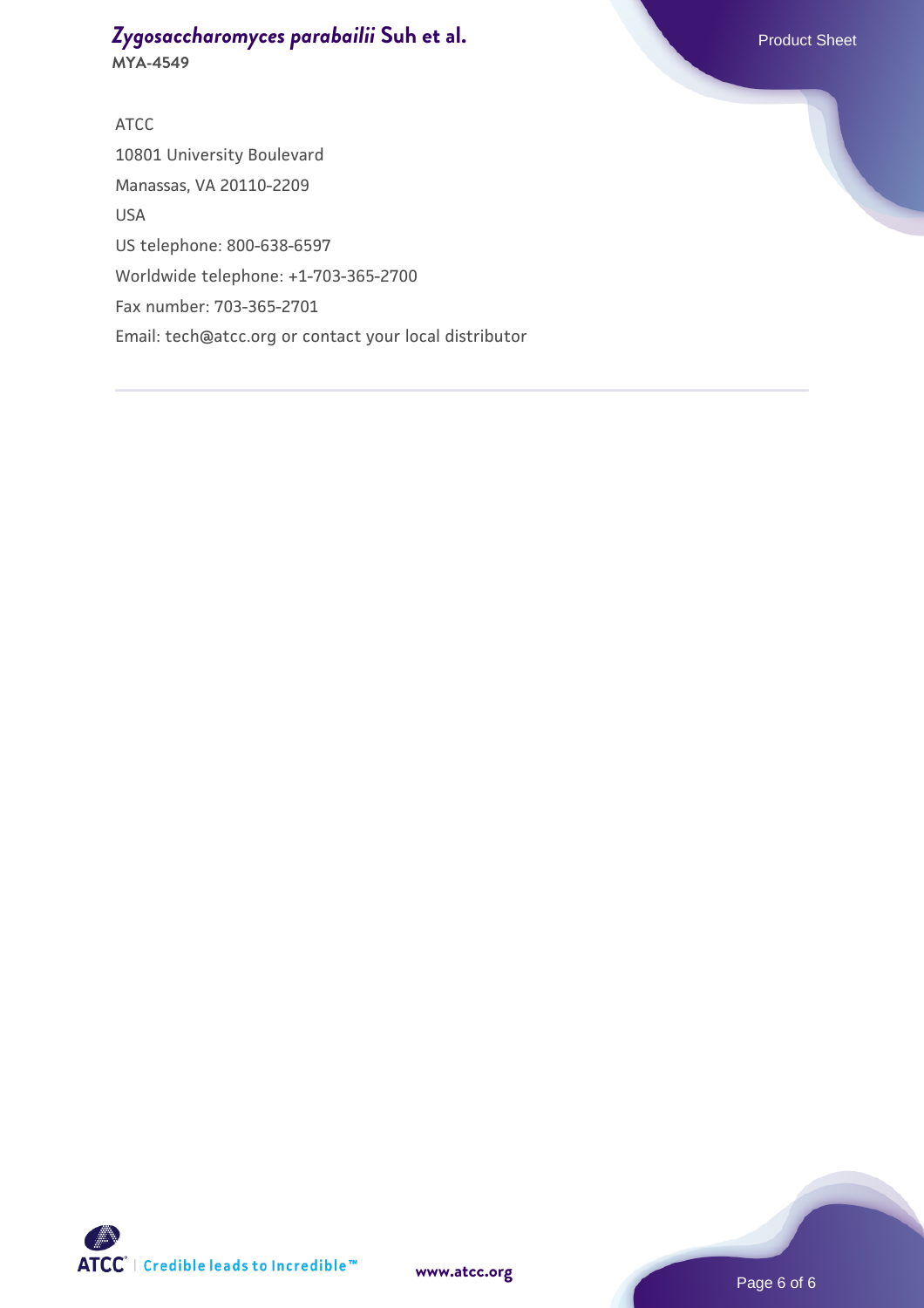ATCC

10801 University Boulevard

Manassas, VA 20110-2209

USA

US telephone: 800-638-6597

Worldwide telephone: +1-703-365-2700

Fax number: 703-365-2701

Email: tech@atcc.org or contact your local distributor